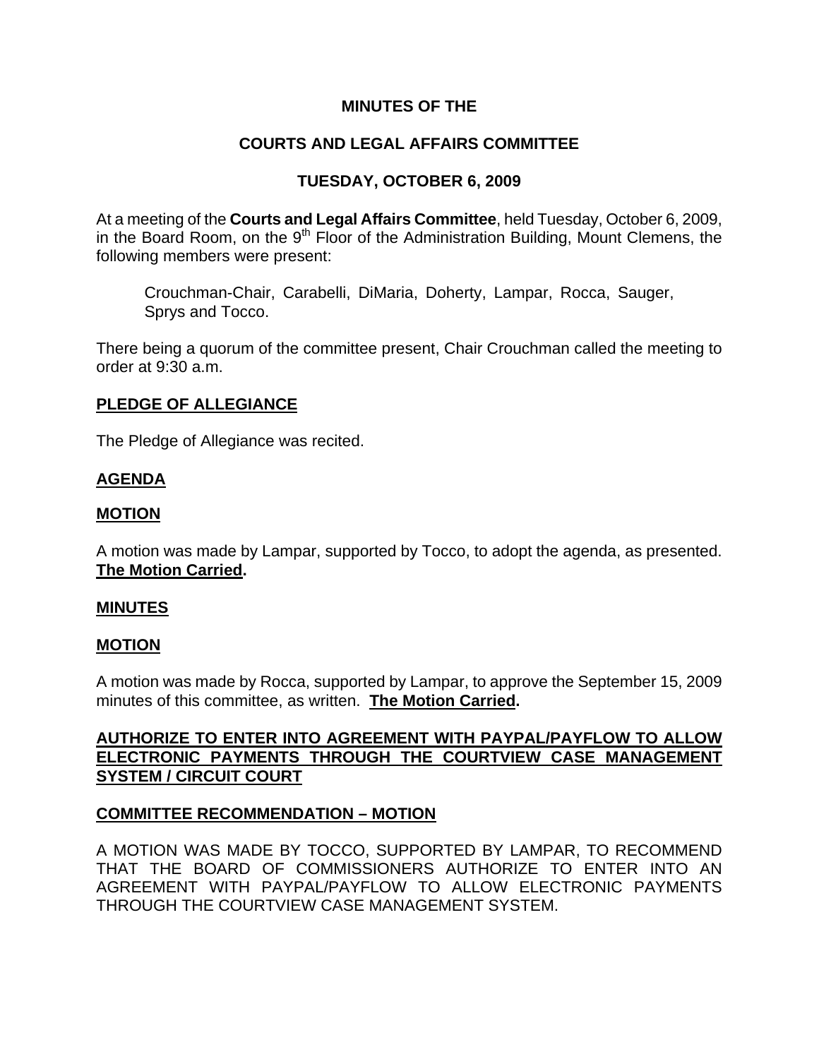# MINUTES OF THE

# COURTS AND LEGAL AFFAIRS COMMITTEE

# TUESDAY, OCTOBER 6, 2009

At a meeting of the **Courts and Legal Affairs Committee**, held Tuesday, October 6, 2009, in the Board Room, on the 9th Floor of the Administration Building, Mount Clemens, the following members were present:

> Crouchman-Chair, Carabelli, DiMaria, Doherty, Lampar, Rocca, Sauger, Sprys and Tocco.

There being a quorum of the committee present, Chair Crouchman called the meeting to order at 9:30 a.m.

## PLEDGE OF ALLEGIANCE

The Pledge of Allegiance was recited.

## AGENDA

## MOTION

A motion was made by Lampar, supported by Tocco, to adopt the agenda, as presented. **The Motion Carried.**

## MINUTES

## MOTION

A motion was made by Rocca, supported by Lampar, to approve the September 15, 2009 minutes of this committee, as written. **The Motion Carried.**

## AUTHORIZE TO ENTER INTO AGREEMENT WITH PAYPAL/PAYFLOW TO ALLOW ELECTRONIC PAYMENTS THROUGH THE COURTVIEW CASE MANAGEMENT SYSTEM / CIRCUIT COURT

## COMMITTEE RECOMMENDATION – MOTION

A MOTION WAS MADE BY TOCCO, SUPPORTED BY LAMPAR, TO RECOMMEND THAT THE BOARD OF COMMISSIONERS AUTHORIZE TO ENTER INTO AN AGREEMENT WITH PAYPAL/PAYFLOW TO ALLOW ELECTRONIC PAYMENTS THROUGH THE COURTVIEW CASE MANAGEMENT SYSTEM.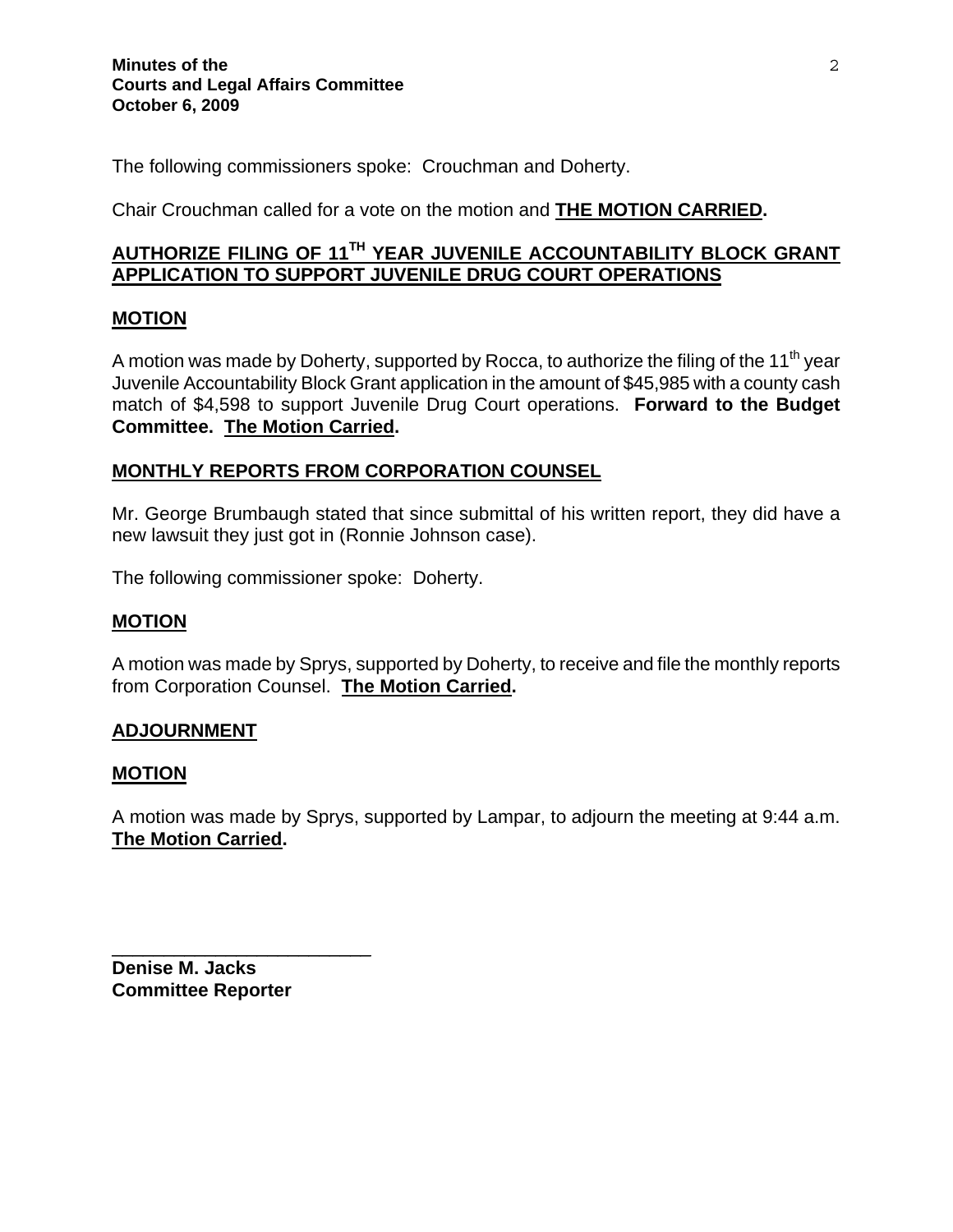The following commissioners spoke: Crouchman and Doherty.

Chair Crouchman called for a vote on the motion and **THE MOTION CARRIED.**

## AUTHORIZE FILING OF 11TH YEAR JUVENILE ACCOUNTABILITY BLOCK GRANT APPLICATION TO SUPPORT JUVENILE DRUG COURT OPERATIONS

### MOTION

A motion was made by Doherty, supported by Rocca, to authorize the filing of the 11th year Juvenile Accountability Block Grant application in the amount of $45,985 with a county cash match of $4,598 to support Juvenile Drug Court operations. **Forward to the Budget Committee. The Motion Carried.**

## MONTHLY REPORTS FROM CORPORATION COUNSEL

Mr. George Brumbaugh stated that since submittal of his written report, they did have a new lawsuit they just got in (Ronnie Johnson case).

The following commissioner spoke: Doherty.

### MOTION

A motion was made by Sprys, supported by Doherty, to receive and file the monthly reports from Corporation Counsel. **The Motion Carried.**

## ADJOURNMENT

### MOTION

A motion was made by Sprys, supported by Lampar, to adjourn the meeting at 9:44 a.m. **The Motion Carried.**

\_\_\_\_\_\_\_\_\_\_\_\_\_\_\_\_\_\_\_\_\_\_\_\_\_\_
**Denise M. Jacks**
**Committee Reporter**